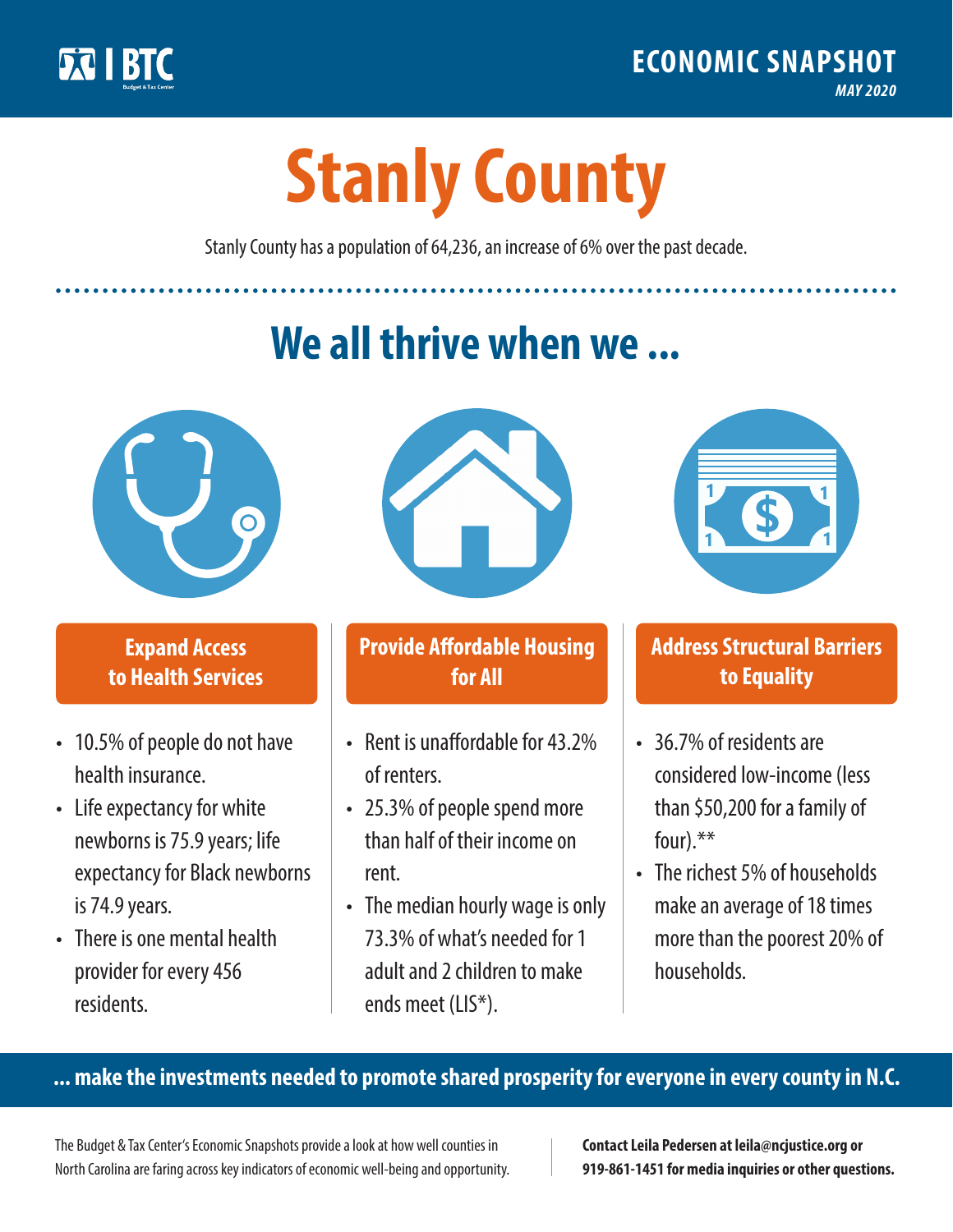BTC Budget & Tax Center

ECONOMIC SNAPSHOT

*MAY 2020*

# Stanly County

Stanly County has a population of 64,236, an increase of 6% over the past decade.

## We all thrive when we ...

### Expand Access to Health Services

- 10.5% of people do not have health insurance.
- Life expectancy for white newborns is 75.9 years; life expectancy for Black newborns is 74.9 years.
- There is one mental health provider for every 456 residents.

### Provide Affordable Housing for All

- Rent is unaffordable for 43.2% of renters.
- 25.3% of people spend more than half of their income on rent.
- The median hourly wage is only 73.3% of what's needed for 1 adult and 2 children to make ends meet (LIS*).

### Address Structural Barriers to Equality

- 36.7% of residents are considered low-income (less than $50,200 for a family of four).**
- The richest 5% of households make an average of 18 times more than the poorest 20% of households.

**... make the investments needed to promote shared prosperity for everyone in every county in N.C.**

The Budget & Tax Center's Economic Snapshots provide a look at how well counties in North Carolina are faring across key indicators of economic well-being and opportunity.

**Contact Leila Pedersen at leila@ncjustice.org or 919-861-1451 for media inquiries or other questions.**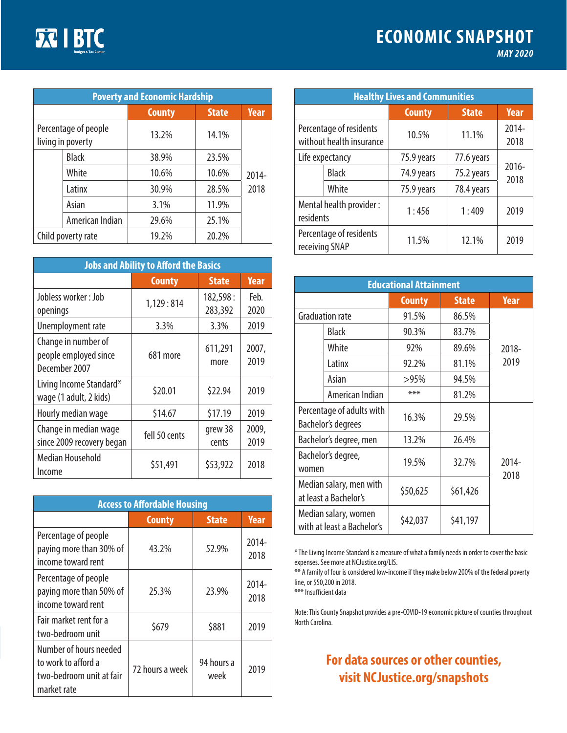BTC Budget & Tax Center

# ECONOMIC SNAPSHOT

*MAY 2020*

## Poverty and Economic Hardship

| | | County | State | Year |
|---|---|---|---|---|
| Percentage of people living in poverty | | 13.2% | 14.1% | 2014-2018 |
| | Black | 38.9% | 23.5% | |
| | White | 10.6% | 10.6% | |
| | Latinx | 30.9% | 28.5% | |
| | Asian | 3.1% | 11.9% | |
| | American Indian | 29.6% | 25.1% | |
| Child poverty rate | | 19.2% | 20.2% | |

## Jobs and Ability to Afford the Basics

| | County | State | Year |
|---|---|---|---|
| Jobless worker : Job openings | 1,129 : 814 | 182,598 : 283,392 | Feb. 2020 |
| Unemployment rate | 3.3% | 3.3% | 2019 |
| Change in number of people employed since December 2007 | 681 more | 611,291 more | 2007, 2019 |
| Living Income Standard* wage (1 adult, 2 kids) | $20.01 | $22.94 | 2019 |
| Hourly median wage | $14.67 | $17.19 | 2019 |
| Change in median wage since 2009 recovery began | fell 50 cents | grew 38 cents | 2009, 2019 |
| Median Household Income | $51,491 | $53,922 | 2018 |

## Access to Affordable Housing

| | County | State | Year |
|---|---|---|---|
| Percentage of people paying more than 30% of income toward rent | 43.2% | 52.9% | 2014-2018 |
| Percentage of people paying more than 50% of income toward rent | 25.3% | 23.9% | 2014-2018 |
| Fair market rent for a two-bedroom unit | $679 | $881 | 2019 |
| Number of hours needed to work to afford a two-bedroom unit at fair market rate | 72 hours a week | 94 hours a week | 2019 |

## Healthy Lives and Communities

| | | County | State | Year |
|---|---|---|---|---|
| Percentage of residents without health insurance | | 10.5% | 11.1% | 2014-2018 |
| Life expectancy | | 75.9 years | 77.6 years | 2016-2018 |
| | Black | 74.9 years | 75.2 years | |
| | White | 75.9 years | 78.4 years | |
| Mental health provider : residents | | 1 : 456 | 1 : 409 | 2019 |
| Percentage of residents receiving SNAP | | 11.5% | 12.1% | 2019 |

## Educational Attainment

| | | County | State | Year |
|---|---|---|---|---|
| Graduation rate | | 91.5% | 86.5% | 2018-2019 |
| | Black | 90.3% | 83.7% | |
| | White | 92% | 89.6% | |
| | Latinx | 92.2% | 81.1% | |
| | Asian | >95% | 94.5% | |
| | American Indian | *** | 81.2% | |
| Percentage of adults with Bachelor's degrees | | 16.3% | 29.5% | 2014-2018 |
| Bachelor's degree, men | | 13.2% | 26.4% | |
| Bachelor's degree, women | | 19.5% | 32.7% | |
| Median salary, men with at least a Bachelor's | | $50,625 | $61,426 | |
| Median salary, women with at least a Bachelor's | | $42,037 | $41,197 | |

* The Living Income Standard is a measure of what a family needs in order to cover the basic expenses. See more at NCJustice.org/LIS.

** A family of four is considered low-income if they make below 200% of the federal poverty line, or $50,200 in 2018.

*** Insufficient data

Note: This County Snapshot provides a pre-COVID-19 economic picture of counties throughout North Carolina.

**For data sources or other counties, visit NCJustice.org/snapshots**